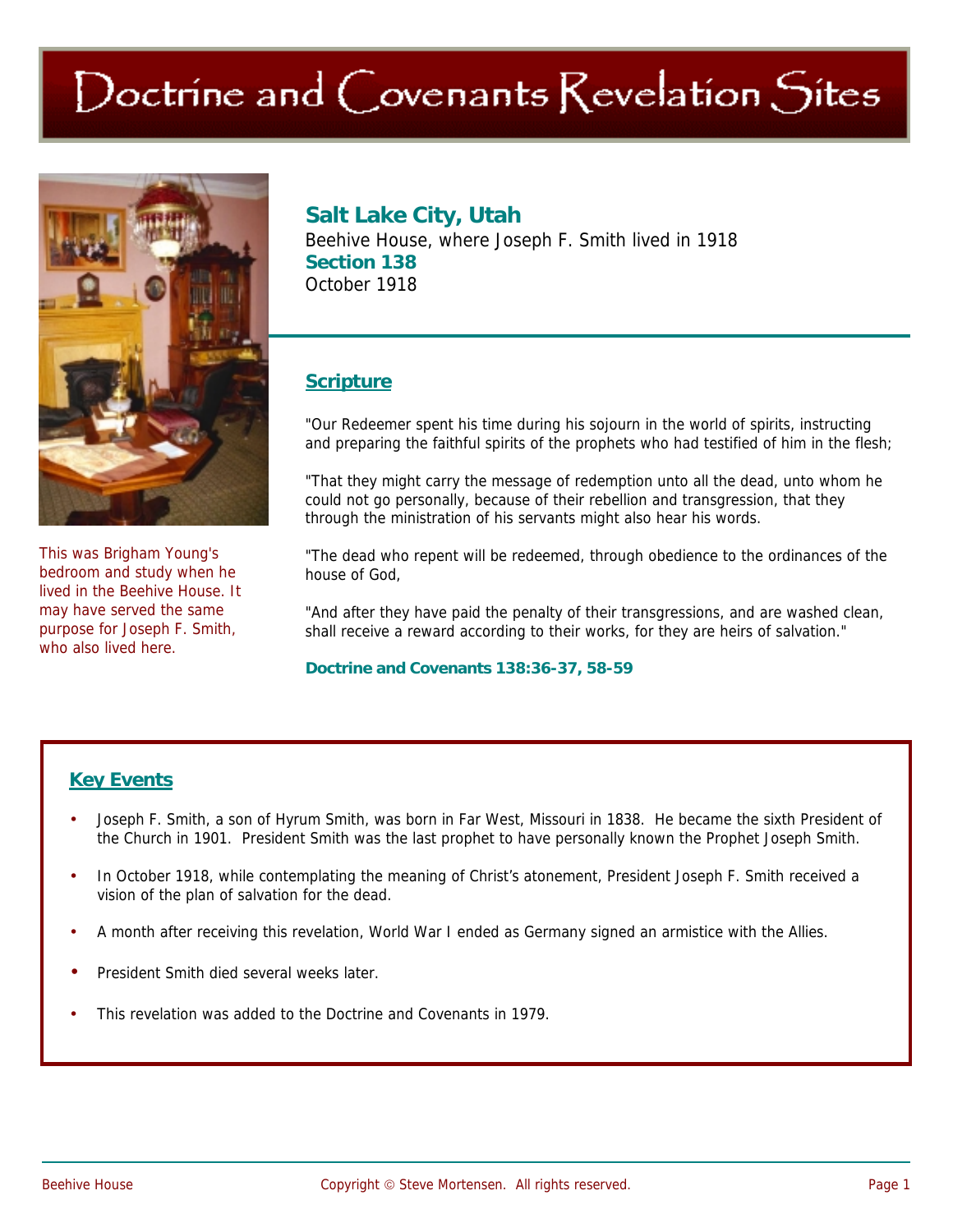# Doctrine and Covenants Revelation Sites

This was Brigham Young's bedroom and study when he lived in the Beehive House. It may have served the same purpose for Joseph F. Smith, who also lived here.

## Salt Lake City, Utah

Beehive House, where Joseph F. Smith lived in 1918

**Section 138**

October 1918

### Scripture

"Our Redeemer spent his time during his sojourn in the world of spirits, instructing and preparing the faithful spirits of the prophets who had testified of him in the flesh;

"That they might carry the message of redemption unto all the dead, unto whom he could not go personally, because of their rebellion and transgression, that they through the ministration of his servants might also hear his words.

"The dead who repent will be redeemed, through obedience to the ordinances of the house of God,

"And after they have paid the penalty of their transgressions, and are washed clean, shall receive a reward according to their works, for they are heirs of salvation."

**Doctrine and Covenants 138:36-37, 58-59**

### Key Events

- Joseph F. Smith, a son of Hyrum Smith, was born in Far West, Missouri in 1838. He became the sixth President of the Church in 1901. President Smith was the last prophet to have personally known the Prophet Joseph Smith.
- In October 1918, while contemplating the meaning of Christ's atonement, President Joseph F. Smith received a vision of the plan of salvation for the dead.
- A month after receiving this revelation, World War I ended as Germany signed an armistice with the Allies.
- President Smith died several weeks later.
- This revelation was added to the Doctrine and Covenants in 1979.

Beehive House | Copyright © Steve Mortensen. All rights reserved.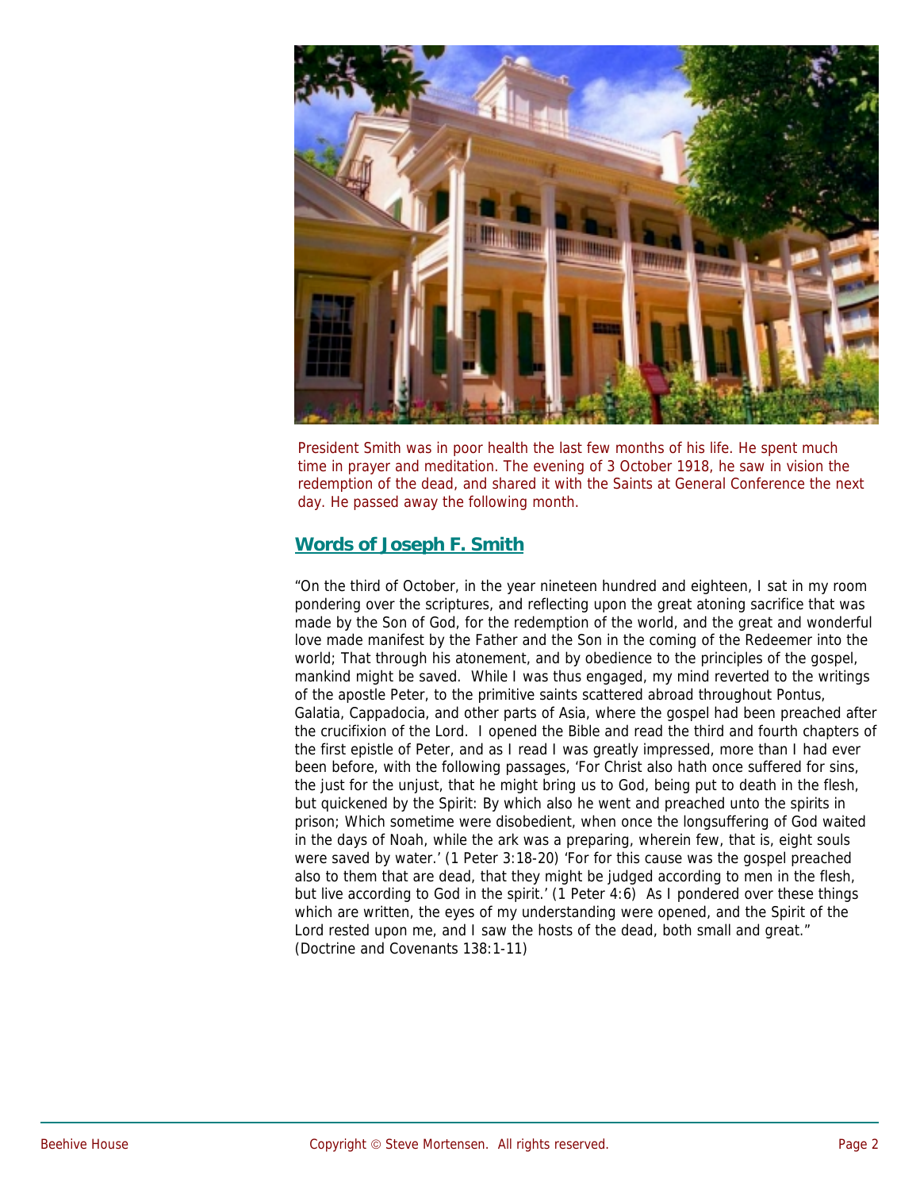President Smith was in poor health the last few months of his life. He spent much time in prayer and meditation. The evening of 3 October 1918, he saw in vision the redemption of the dead, and shared it with the Saints at General Conference the next day. He passed away the following month.

## Words of Joseph F. Smith

"On the third of October, in the year nineteen hundred and eighteen, I sat in my room pondering over the scriptures, and reflecting upon the great atoning sacrifice that was made by the Son of God, for the redemption of the world, and the great and wonderful love made manifest by the Father and the Son in the coming of the Redeemer into the world; That through his atonement, and by obedience to the principles of the gospel, mankind might be saved. While I was thus engaged, my mind reverted to the writings of the apostle Peter, to the primitive saints scattered abroad throughout Pontus, Galatia, Cappadocia, and other parts of Asia, where the gospel had been preached after the crucifixion of the Lord. I opened the Bible and read the third and fourth chapters of the first epistle of Peter, and as I read I was greatly impressed, more than I had ever been before, with the following passages, 'For Christ also hath once suffered for sins, the just for the unjust, that he might bring us to God, being put to death in the flesh, but quickened by the Spirit: By which also he went and preached unto the spirits in prison; Which sometime were disobedient, when once the longsuffering of God waited in the days of Noah, while the ark was a preparing, wherein few, that is, eight souls were saved by water.' (1 Peter 3:18-20) 'For for this cause was the gospel preached also to them that are dead, that they might be judged according to men in the flesh, but live according to God in the spirit.' (1 Peter 4:6) As I pondered over these things which are written, the eyes of my understanding were opened, and the Spirit of the Lord rested upon me, and I saw the hosts of the dead, both small and great." (Doctrine and Covenants 138:1-11)